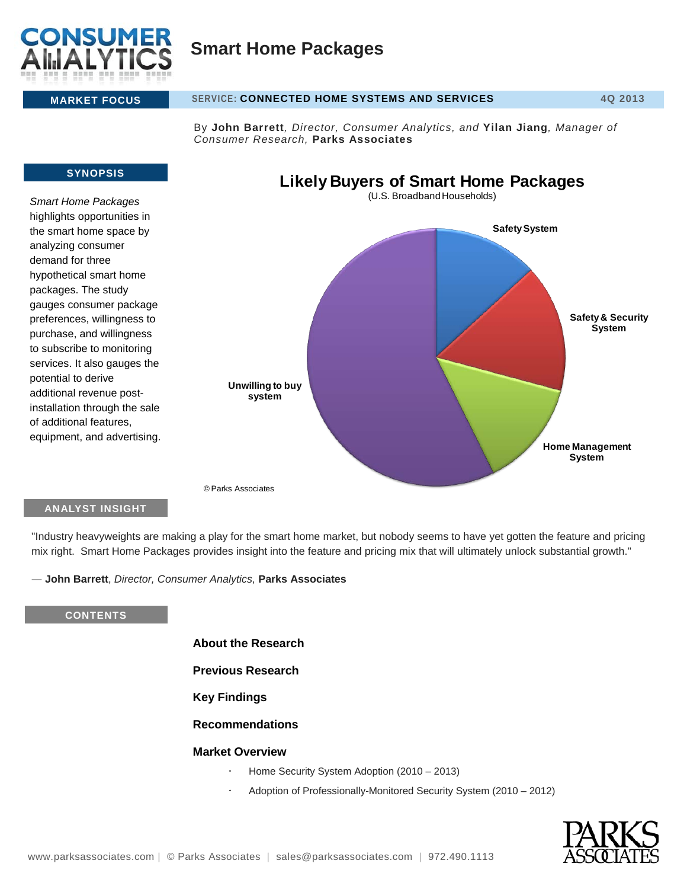# Smart Home Packages

**MARKET FOCUS** | SERVICE: **CONNECTED HOME SYSTEMS AND SERVICES** | **4Q 2013**

By **John Barrett**, *Director, Consumer Analytics, and* **Yilan Jiang**, *Manager of Consumer Research,* **Parks Associates**

## SYNOPSIS

*Smart Home Packages* highlights opportunities in the smart home space by analyzing consumer demand for three hypothetical smart home packages. The study gauges consumer package preferences, willingness to purchase, and willingness to subscribe to monitoring services. It also gauges the potential to derive additional revenue post-installation through the sale of additional features, equipment, and advertising.

**Likely Buyers of Smart Home Packages**
(U.S. Broadband Households)

Safety System
Safety & Security System
Home Management System
Unwilling to buy system

© Parks Associates

## ANALYST INSIGHT

"Industry heavyweights are making a play for the smart home market, but nobody seems to have yet gotten the feature and pricing mix right. Smart Home Packages provides insight into the feature and pricing mix that will ultimately unlock substantial growth."

— **John Barrett**, *Director, Consumer Analytics,* **Parks Associates**

## CONTENTS

**About the Research**

**Previous Research**

**Key Findings**

**Recommendations**

**Market Overview**

- Home Security System Adoption (2010 – 2013)
- Adoption of Professionally-Monitored Security System (2010 – 2012)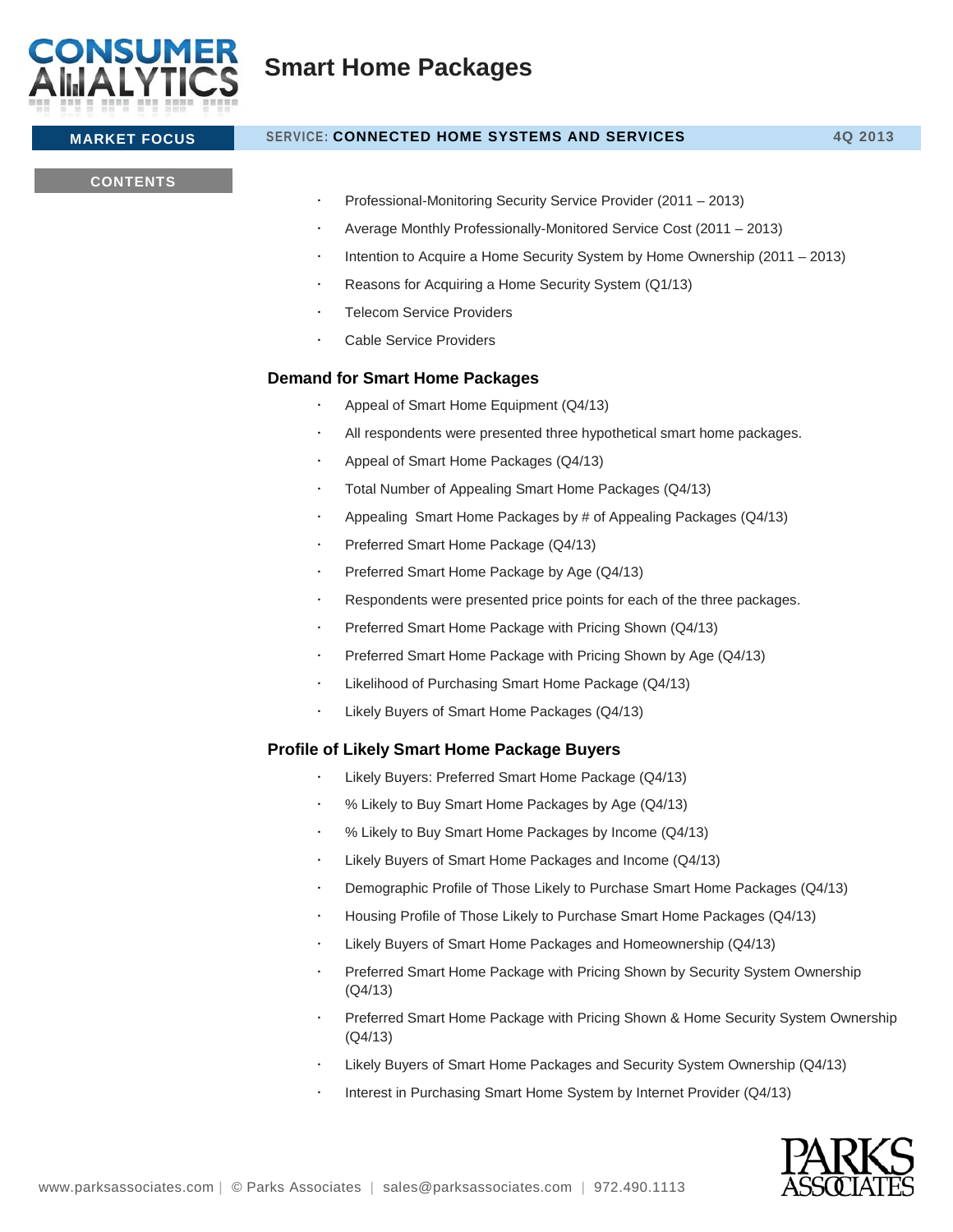# Smart Home Packages

**MARKET FOCUS** | SERVICE: **CONNECTED HOME SYSTEMS AND SERVICES** | **4Q 2013**

**CONTENTS**

- Professional-Monitoring Security Service Provider (2011 – 2013)
- Average Monthly Professionally-Monitored Service Cost (2011 – 2013)
- Intention to Acquire a Home Security System by Home Ownership (2011 – 2013)
- Reasons for Acquiring a Home Security System (Q1/13)
- Telecom Service Providers
- Cable Service Providers

## Demand for Smart Home Packages

- Appeal of Smart Home Equipment (Q4/13)
- All respondents were presented three hypothetical smart home packages.
- Appeal of Smart Home Packages (Q4/13)
- Total Number of Appealing Smart Home Packages (Q4/13)
- Appealing Smart Home Packages by # of Appealing Packages (Q4/13)
- Preferred Smart Home Package (Q4/13)
- Preferred Smart Home Package by Age (Q4/13)
- Respondents were presented price points for each of the three packages.
- Preferred Smart Home Package with Pricing Shown (Q4/13)
- Preferred Smart Home Package with Pricing Shown by Age (Q4/13)
- Likelihood of Purchasing Smart Home Package (Q4/13)
- Likely Buyers of Smart Home Packages (Q4/13)

## Profile of Likely Smart Home Package Buyers

- Likely Buyers: Preferred Smart Home Package (Q4/13)
- % Likely to Buy Smart Home Packages by Age (Q4/13)
- % Likely to Buy Smart Home Packages by Income (Q4/13)
- Likely Buyers of Smart Home Packages and Income (Q4/13)
- Demographic Profile of Those Likely to Purchase Smart Home Packages (Q4/13)
- Housing Profile of Those Likely to Purchase Smart Home Packages (Q4/13)
- Likely Buyers of Smart Home Packages and Homeownership (Q4/13)
- Preferred Smart Home Package with Pricing Shown by Security System Ownership (Q4/13)
- Preferred Smart Home Package with Pricing Shown & Home Security System Ownership (Q4/13)
- Likely Buyers of Smart Home Packages and Security System Ownership (Q4/13)
- Interest in Purchasing Smart Home System by Internet Provider (Q4/13)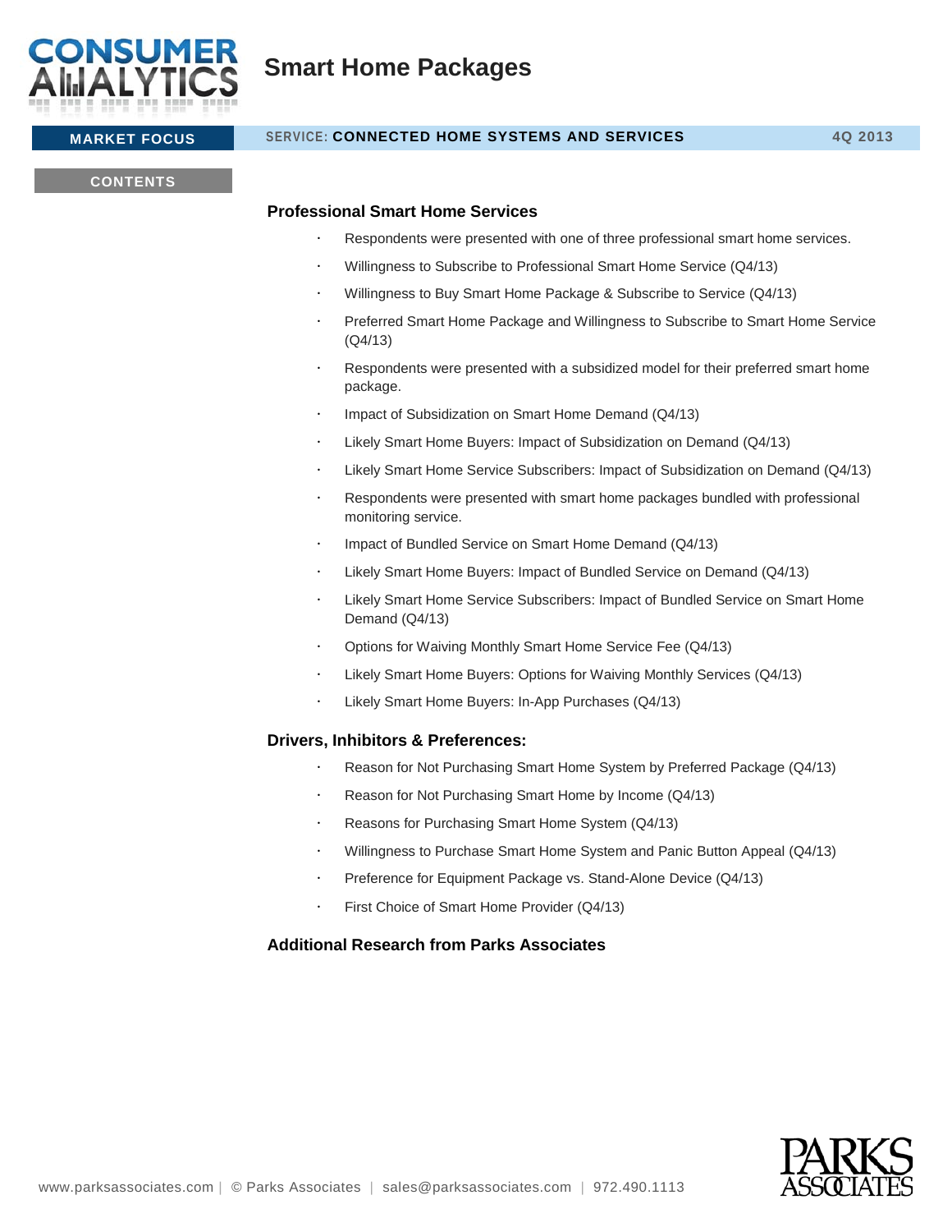# Smart Home Packages

**MARKET FOCUS** | SERVICE: **CONNECTED HOME SYSTEMS AND SERVICES** | **4Q 2013**

**CONTENTS**

### Professional Smart Home Services

- Respondents were presented with one of three professional smart home services.
- Willingness to Subscribe to Professional Smart Home Service (Q4/13)
- Willingness to Buy Smart Home Package & Subscribe to Service (Q4/13)
- Preferred Smart Home Package and Willingness to Subscribe to Smart Home Service (Q4/13)
- Respondents were presented with a subsidized model for their preferred smart home package.
- Impact of Subsidization on Smart Home Demand (Q4/13)
- Likely Smart Home Buyers: Impact of Subsidization on Demand (Q4/13)
- Likely Smart Home Service Subscribers: Impact of Subsidization on Demand (Q4/13)
- Respondents were presented with smart home packages bundled with professional monitoring service.
- Impact of Bundled Service on Smart Home Demand (Q4/13)
- Likely Smart Home Buyers: Impact of Bundled Service on Demand (Q4/13)
- Likely Smart Home Service Subscribers: Impact of Bundled Service on Smart Home Demand (Q4/13)
- Options for Waiving Monthly Smart Home Service Fee (Q4/13)
- Likely Smart Home Buyers: Options for Waiving Monthly Services (Q4/13)
- Likely Smart Home Buyers: In-App Purchases (Q4/13)

### Drivers, Inhibitors & Preferences:

- Reason for Not Purchasing Smart Home System by Preferred Package (Q4/13)
- Reason for Not Purchasing Smart Home by Income (Q4/13)
- Reasons for Purchasing Smart Home System (Q4/13)
- Willingness to Purchase Smart Home System and Panic Button Appeal (Q4/13)
- Preference for Equipment Package vs. Stand-Alone Device (Q4/13)
- First Choice of Smart Home Provider (Q4/13)

### Additional Research from Parks Associates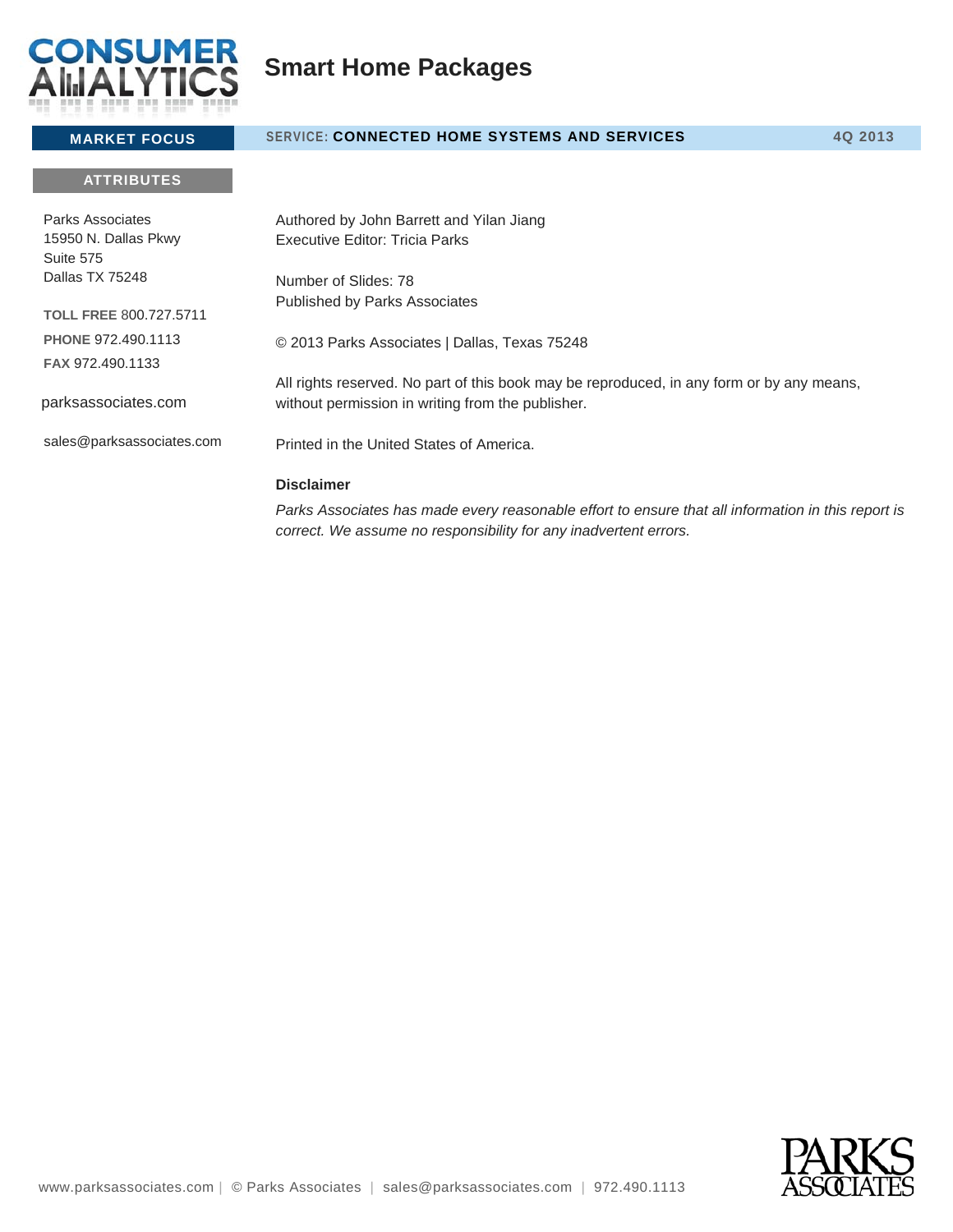# Smart Home Packages

**MARKET FOCUS** | SERVICE: **CONNECTED HOME SYSTEMS AND SERVICES** | **4Q 2013**

**ATTRIBUTES**

Parks Associates
15950 N. Dallas Pkwy
Suite 575
Dallas TX 75248

**TOLL FREE** 800.727.5711
**PHONE** 972.490.1113
**FAX** 972.490.1133

parksassociates.com

sales@parksassociates.com

Authored by John Barrett and Yilan Jiang
Executive Editor: Tricia Parks

Number of Slides: 78
Published by Parks Associates

© 2013 Parks Associates | Dallas, Texas 75248

All rights reserved. No part of this book may be reproduced, in any form or by any means, without permission in writing from the publisher.

Printed in the United States of America.

**Disclaimer**

*Parks Associates has made every reasonable effort to ensure that all information in this report is correct. We assume no responsibility for any inadvertent errors.*